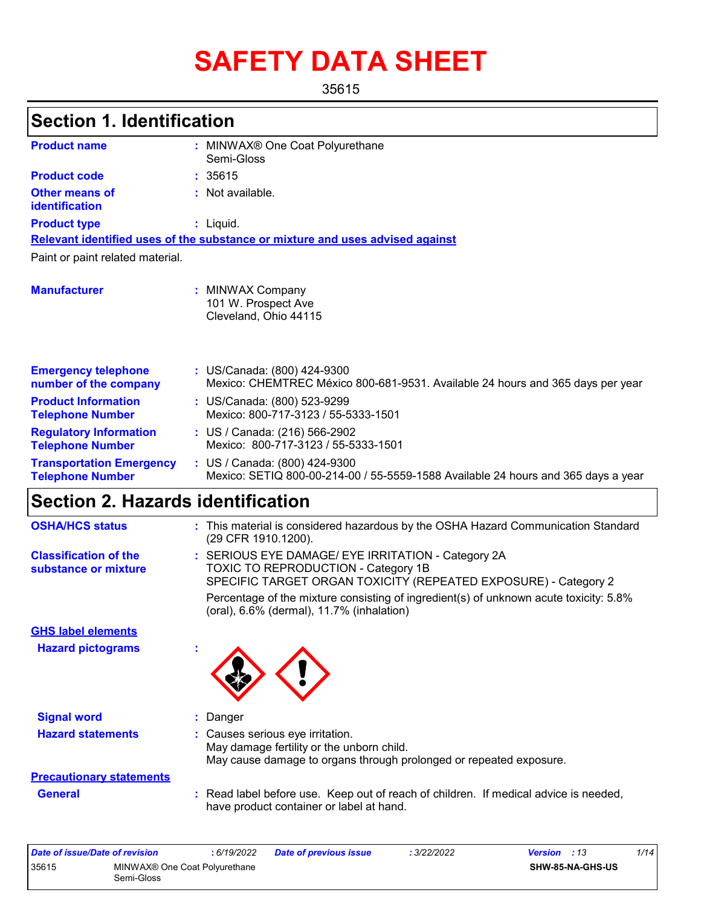# SAFETY DATA SHEET

35615

## Section 1. Identification

| | | |
|---|---|---|
| **Product name** | : | MINWAX® One Coat Polyurethane Semi-Gloss |
| **Product code** | : | 35615 |
| **Other means of identification** | : | Not available. |
| **Product type** | : | Liquid. |

**Relevant identified uses of the substance or mixture and uses advised against**

Paint or paint related material.

| | | |
|---|---|---|
| **Manufacturer** | : | MINWAX Company<br>101 W. Prospect Ave<br>Cleveland, Ohio 44115 |
| **Emergency telephone number of the company** | : | US/Canada: (800) 424-9300<br>Mexico: CHEMTREC México 800-681-9531. Available 24 hours and 365 days per year |
| **Product Information Telephone Number** | : | US/Canada: (800) 523-9299<br>Mexico: 800-717-3123 / 55-5333-1501 |
| **Regulatory Information Telephone Number** | : | US / Canada: (216) 566-2902<br>Mexico: 800-717-3123 / 55-5333-1501 |
| **Transportation Emergency Telephone Number** | : | US / Canada: (800) 424-9300<br>Mexico: SETIQ 800-00-214-00 / 55-5559-1588 Available 24 hours and 365 days a year |

## Section 2. Hazards identification

| | | |
|---|---|---|
| **OSHA/HCS status** | : | This material is considered hazardous by the OSHA Hazard Communication Standard (29 CFR 1910.1200). |
| **Classification of the substance or mixture** | : | SERIOUS EYE DAMAGE/ EYE IRRITATION - Category 2A<br>TOXIC TO REPRODUCTION - Category 1B<br>SPECIFIC TARGET ORGAN TOXICITY (REPEATED EXPOSURE) - Category 2<br>Percentage of the mixture consisting of ingredient(s) of unknown acute toxicity: 5.8% (oral), 6.6% (dermal), 11.7% (inhalation) |

**GHS label elements**

| | | |
|---|---|---|
| **Hazard pictograms** | : | |
| **Signal word** | : | Danger |
| **Hazard statements** | : | Causes serious eye irritation.<br>May damage fertility or the unborn child.<br>May cause damage to organs through prolonged or repeated exposure. |

**Precautionary statements**

| | | |
|---|---|---|
| **General** | : | Read label before use. Keep out of reach of children. If medical advice is needed, have product container or label at hand. |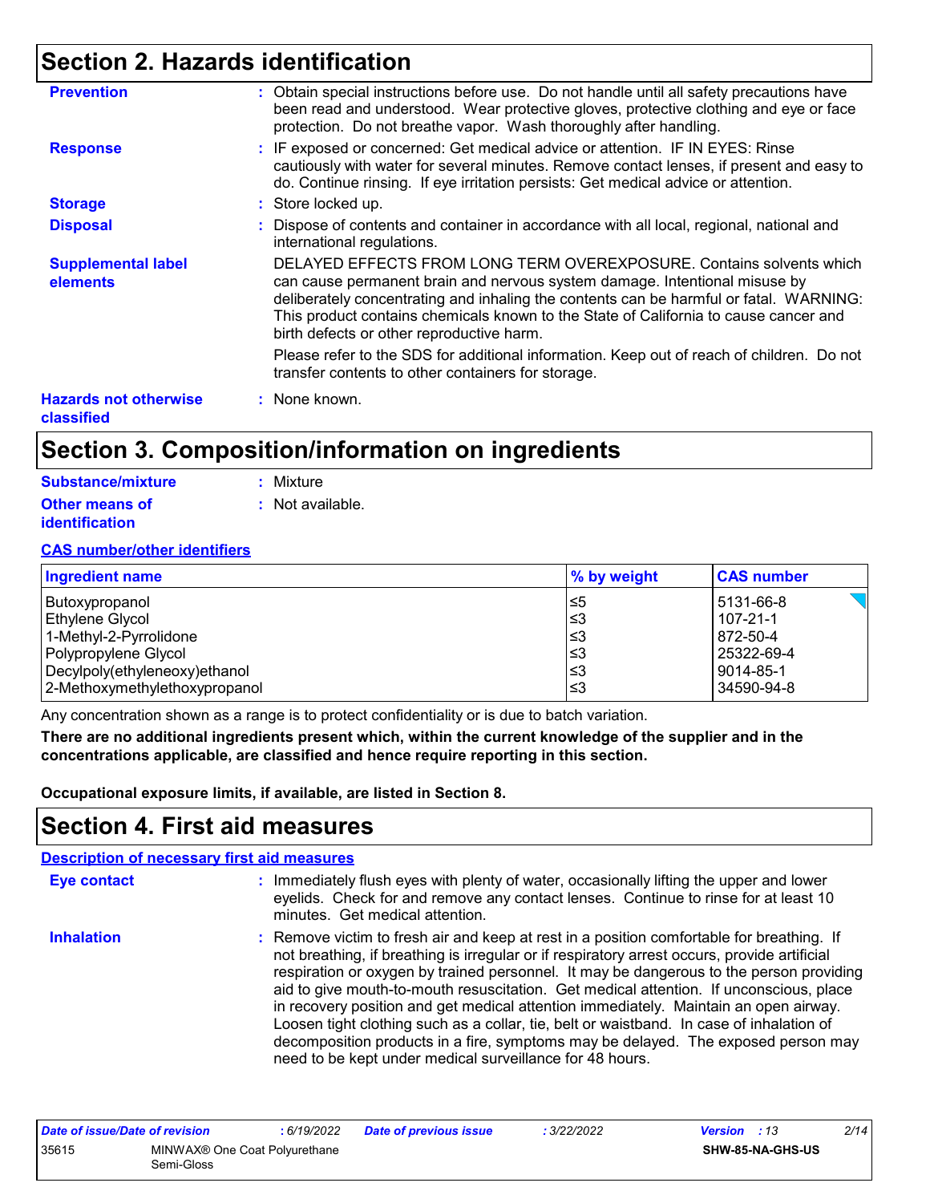## Section 2. Hazards identification

**Prevention** : Obtain special instructions before use. Do not handle until all safety precautions have been read and understood. Wear protective gloves, protective clothing and eye or face protection. Do not breathe vapor. Wash thoroughly after handling.

**Response** : IF exposed or concerned: Get medical advice or attention. IF IN EYES: Rinse cautiously with water for several minutes. Remove contact lenses, if present and easy to do. Continue rinsing. If eye irritation persists: Get medical advice or attention.

**Storage** : Store locked up.

**Disposal** : Dispose of contents and container in accordance with all local, regional, national and international regulations.

**Supplemental label elements** DELAYED EFFECTS FROM LONG TERM OVEREXPOSURE. Contains solvents which can cause permanent brain and nervous system damage. Intentional misuse by deliberately concentrating and inhaling the contents can be harmful or fatal. WARNING: This product contains chemicals known to the State of California to cause cancer and birth defects or other reproductive harm.

Please refer to the SDS for additional information. Keep out of reach of children. Do not transfer contents to other containers for storage.

**Hazards not otherwise classified** : None known.

## Section 3. Composition/information on ingredients

**Substance/mixture** : Mixture

**Other means of identification** : Not available.

**CAS number/other identifiers**

| Ingredient name | % by weight | CAS number |
|---|---|---|
| Butoxypropanol | ≤5 | 5131-66-8 |
| Ethylene Glycol | ≤3 | 107-21-1 |
| 1-Methyl-2-Pyrrolidone | ≤3 | 872-50-4 |
| Polypropylene Glycol | ≤3 | 25322-69-4 |
| Decylpoly(ethyleneoxy)ethanol | ≤3 | 9014-85-1 |
| 2-Methoxymethylethoxypropanol | ≤3 | 34590-94-8 |

Any concentration shown as a range is to protect confidentiality or is due to batch variation.

**There are no additional ingredients present which, within the current knowledge of the supplier and in the concentrations applicable, are classified and hence require reporting in this section.**

**Occupational exposure limits, if available, are listed in Section 8.**

## Section 4. First aid measures

**Description of necessary first aid measures**

**Eye contact** : Immediately flush eyes with plenty of water, occasionally lifting the upper and lower eyelids. Check for and remove any contact lenses. Continue to rinse for at least 10 minutes. Get medical attention.

**Inhalation** : Remove victim to fresh air and keep at rest in a position comfortable for breathing. If not breathing, if breathing is irregular or if respiratory arrest occurs, provide artificial respiration or oxygen by trained personnel. It may be dangerous to the person providing aid to give mouth-to-mouth resuscitation. Get medical attention. If unconscious, place in recovery position and get medical attention immediately. Maintain an open airway. Loosen tight clothing such as a collar, tie, belt or waistband. In case of inhalation of decomposition products in a fire, symptoms may be delayed. The exposed person may need to be kept under medical surveillance for 48 hours.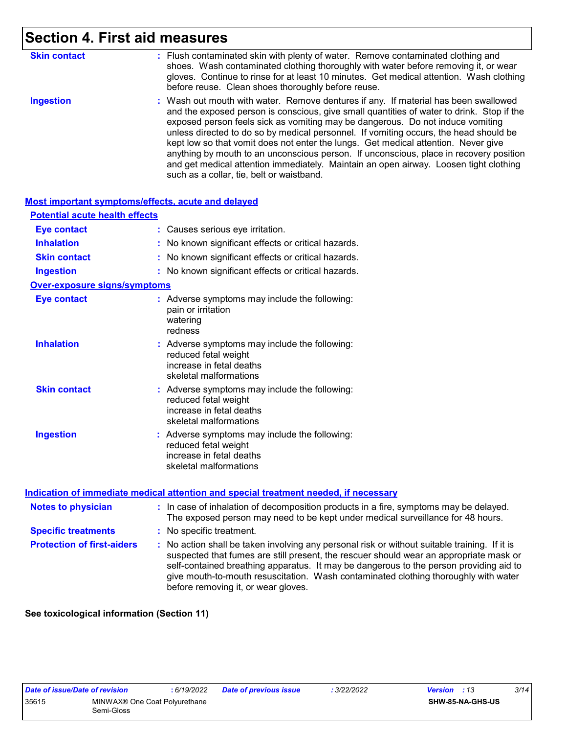# Section 4. First aid measures

**Skin contact** : Flush contaminated skin with plenty of water. Remove contaminated clothing and shoes. Wash contaminated clothing thoroughly with water before removing it, or wear gloves. Continue to rinse for at least 10 minutes. Get medical attention. Wash clothing before reuse. Clean shoes thoroughly before reuse.

**Ingestion** : Wash out mouth with water. Remove dentures if any. If material has been swallowed and the exposed person is conscious, give small quantities of water to drink. Stop if the exposed person feels sick as vomiting may be dangerous. Do not induce vomiting unless directed to do so by medical personnel. If vomiting occurs, the head should be kept low so that vomit does not enter the lungs. Get medical attention. Never give anything by mouth to an unconscious person. If unconscious, place in recovery position and get medical attention immediately. Maintain an open airway. Loosen tight clothing such as a collar, tie, belt or waistband.

## Most important symptoms/effects, acute and delayed

### Potential acute health effects

**Eye contact** : Causes serious eye irritation.

**Inhalation** : No known significant effects or critical hazards.

**Skin contact** : No known significant effects or critical hazards.

**Ingestion** : No known significant effects or critical hazards.

### Over-exposure signs/symptoms

**Eye contact** : Adverse symptoms may include the following:
pain or irritation
watering
redness

**Inhalation** : Adverse symptoms may include the following:
reduced fetal weight
increase in fetal deaths
skeletal malformations

**Skin contact** : Adverse symptoms may include the following:
reduced fetal weight
increase in fetal deaths
skeletal malformations

**Ingestion** : Adverse symptoms may include the following:
reduced fetal weight
increase in fetal deaths
skeletal malformations

## Indication of immediate medical attention and special treatment needed, if necessary

**Notes to physician** : In case of inhalation of decomposition products in a fire, symptoms may be delayed. The exposed person may need to be kept under medical surveillance for 48 hours.

**Specific treatments** : No specific treatment.

**Protection of first-aiders** : No action shall be taken involving any personal risk or without suitable training. If it is suspected that fumes are still present, the rescuer should wear an appropriate mask or self-contained breathing apparatus. It may be dangerous to the person providing aid to give mouth-to-mouth resuscitation. Wash contaminated clothing thoroughly with water before removing it, or wear gloves.

**See toxicological information (Section 11)**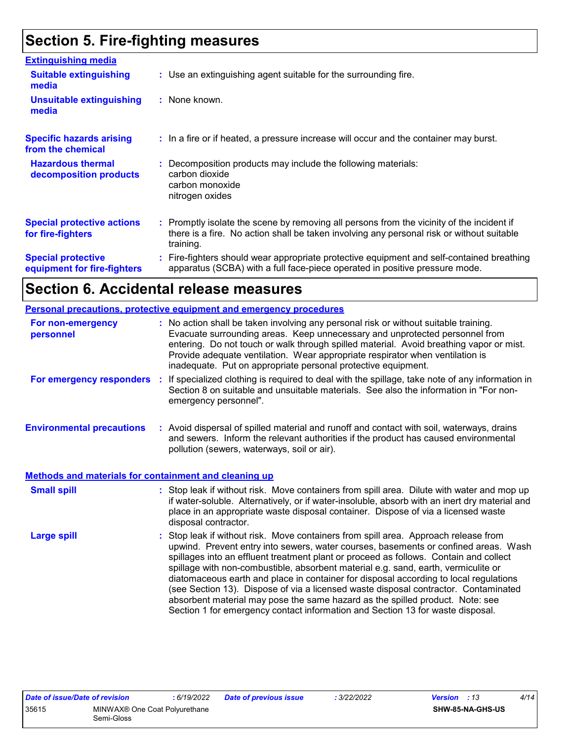## Section 5. Fire-fighting measures

**Extinguishing media**

**Suitable extinguishing media** : Use an extinguishing agent suitable for the surrounding fire.

**Unsuitable extinguishing media** : None known.

**Specific hazards arising from the chemical** : In a fire or if heated, a pressure increase will occur and the container may burst.

**Hazardous thermal decomposition products** : Decomposition products may include the following materials:
carbon dioxide
carbon monoxide
nitrogen oxides

**Special protective actions for fire-fighters** : Promptly isolate the scene by removing all persons from the vicinity of the incident if there is a fire. No action shall be taken involving any personal risk or without suitable training.

**Special protective equipment for fire-fighters** : Fire-fighters should wear appropriate protective equipment and self-contained breathing apparatus (SCBA) with a full face-piece operated in positive pressure mode.

## Section 6. Accidental release measures

**Personal precautions, protective equipment and emergency procedures**

**For non-emergency personnel** : No action shall be taken involving any personal risk or without suitable training. Evacuate surrounding areas. Keep unnecessary and unprotected personnel from entering. Do not touch or walk through spilled material. Avoid breathing vapor or mist. Provide adequate ventilation. Wear appropriate respirator when ventilation is inadequate. Put on appropriate personal protective equipment.

**For emergency responders** : If specialized clothing is required to deal with the spillage, take note of any information in Section 8 on suitable and unsuitable materials. See also the information in "For non-emergency personnel".

**Environmental precautions** : Avoid dispersal of spilled material and runoff and contact with soil, waterways, drains and sewers. Inform the relevant authorities if the product has caused environmental pollution (sewers, waterways, soil or air).

**Methods and materials for containment and cleaning up**

**Small spill** : Stop leak if without risk. Move containers from spill area. Dilute with water and mop up if water-soluble. Alternatively, or if water-insoluble, absorb with an inert dry material and place in an appropriate waste disposal container. Dispose of via a licensed waste disposal contractor.

**Large spill** : Stop leak if without risk. Move containers from spill area. Approach release from upwind. Prevent entry into sewers, water courses, basements or confined areas. Wash spillages into an effluent treatment plant or proceed as follows. Contain and collect spillage with non-combustible, absorbent material e.g. sand, earth, vermiculite or diatomaceous earth and place in container for disposal according to local regulations (see Section 13). Dispose of via a licensed waste disposal contractor. Contaminated absorbent material may pose the same hazard as the spilled product. Note: see Section 1 for emergency contact information and Section 13 for waste disposal.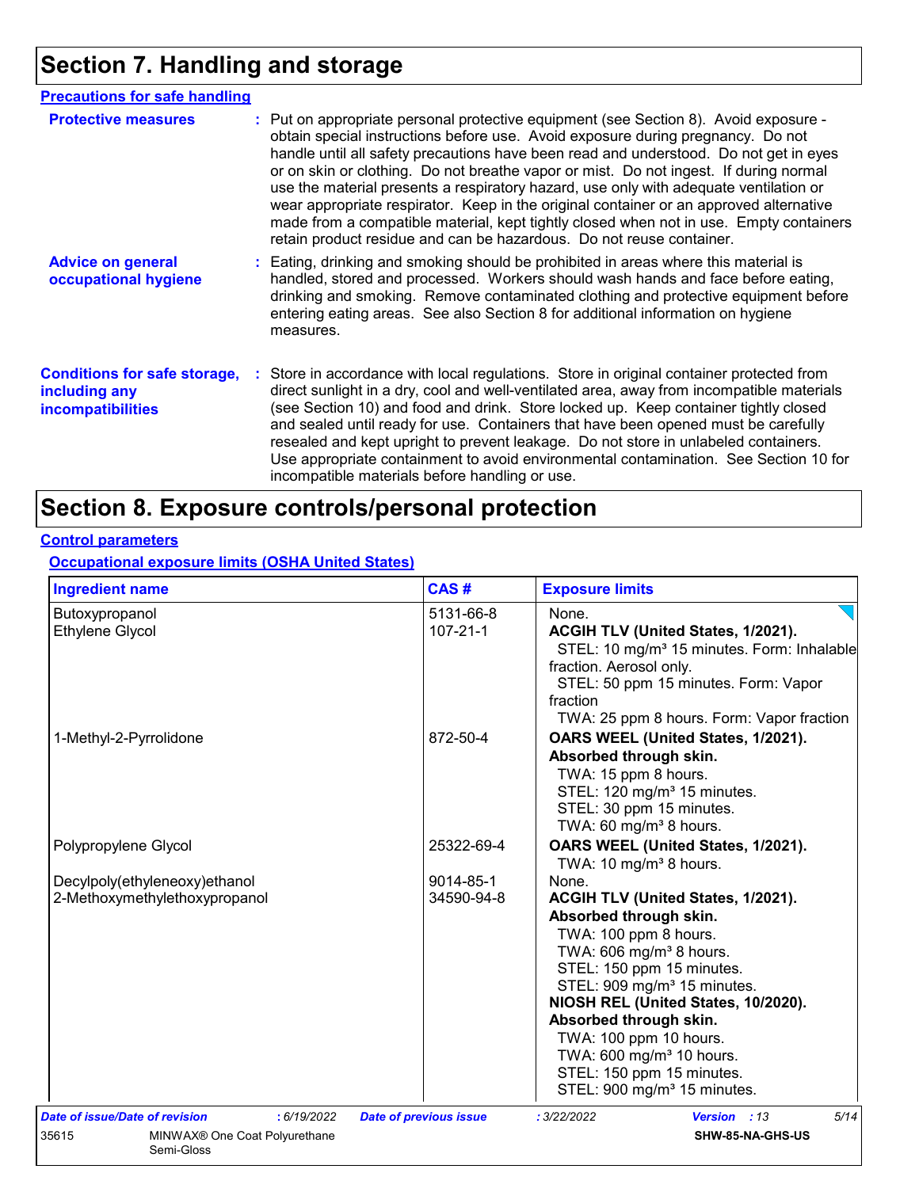# Section 7. Handling and storage

## Precautions for safe handling

**Protective measures** : Put on appropriate personal protective equipment (see Section 8). Avoid exposure - obtain special instructions before use. Avoid exposure during pregnancy. Do not handle until all safety precautions have been read and understood. Do not get in eyes or on skin or clothing. Do not breathe vapor or mist. Do not ingest. If during normal use the material presents a respiratory hazard, use only with adequate ventilation or wear appropriate respirator. Keep in the original container or an approved alternative made from a compatible material, kept tightly closed when not in use. Empty containers retain product residue and can be hazardous. Do not reuse container.

**Advice on general occupational hygiene** : Eating, drinking and smoking should be prohibited in areas where this material is handled, stored and processed. Workers should wash hands and face before eating, drinking and smoking. Remove contaminated clothing and protective equipment before entering eating areas. See also Section 8 for additional information on hygiene measures.

**Conditions for safe storage, including any incompatibilities** : Store in accordance with local regulations. Store in original container protected from direct sunlight in a dry, cool and well-ventilated area, away from incompatible materials (see Section 10) and food and drink. Store locked up. Keep container tightly closed and sealed until ready for use. Containers that have been opened must be carefully resealed and kept upright to prevent leakage. Do not store in unlabeled containers. Use appropriate containment to avoid environmental contamination. See Section 10 for incompatible materials before handling or use.

# Section 8. Exposure controls/personal protection

## Control parameters

### Occupational exposure limits (OSHA United States)

| Ingredient name | CAS # | Exposure limits |
|---|---|---|
| Butoxypropanol | 5131-66-8 | None. |
| Ethylene Glycol | 107-21-1 | **ACGIH TLV (United States, 1/2021).**<br>STEL: 10 mg/m³ 15 minutes. Form: Inhalable fraction. Aerosol only.<br>STEL: 50 ppm 15 minutes. Form: Vapor fraction<br>TWA: 25 ppm 8 hours. Form: Vapor fraction |
| 1-Methyl-2-Pyrrolidone | 872-50-4 | **OARS WEEL (United States, 1/2021). Absorbed through skin.**<br>TWA: 15 ppm 8 hours.<br>STEL: 120 mg/m³ 15 minutes.<br>STEL: 30 ppm 15 minutes.<br>TWA: 60 mg/m³ 8 hours. |
| Polypropylene Glycol | 25322-69-4 | **OARS WEEL (United States, 1/2021).**<br>TWA: 10 mg/m³ 8 hours. |
| Decylpoly(ethyleneoxy)ethanol | 9014-85-1 | None. |
| 2-Methoxymethylethoxypropanol | 34590-94-8 | **ACGIH TLV (United States, 1/2021). Absorbed through skin.**<br>TWA: 100 ppm 8 hours.<br>TWA: 606 mg/m³ 8 hours.<br>STEL: 150 ppm 15 minutes.<br>STEL: 909 mg/m³ 15 minutes.<br>**NIOSH REL (United States, 10/2020). Absorbed through skin.**<br>TWA: 100 ppm 10 hours.<br>TWA: 600 mg/m³ 10 hours.<br>STEL: 150 ppm 15 minutes.<br>STEL: 900 mg/m³ 15 minutes. |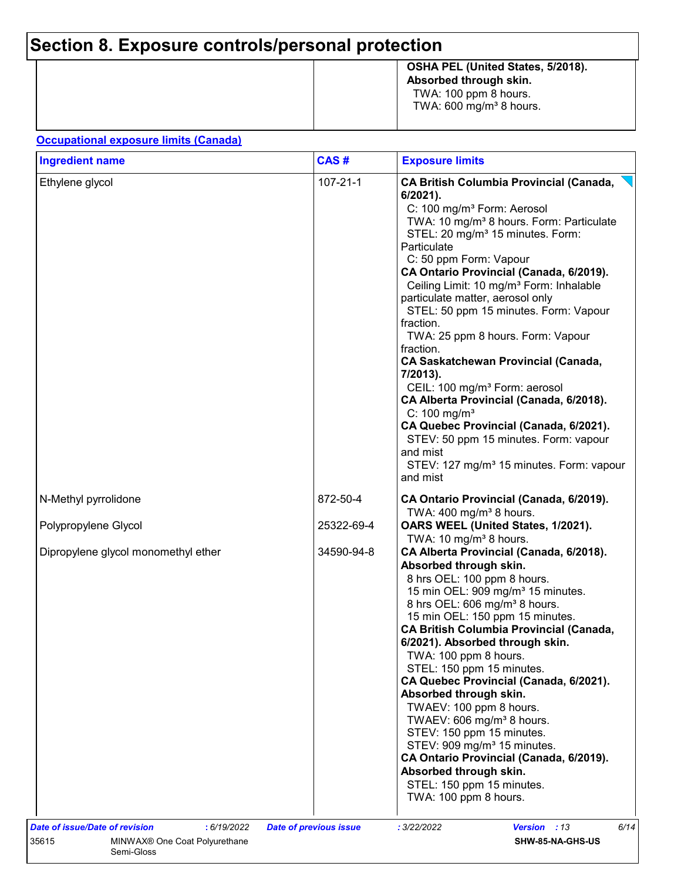# Section 8. Exposure controls/personal protection

| | | |
|---|---|---|
| | | **OSHA PEL (United States, 5/2018). Absorbed through skin.** TWA: 100 ppm 8 hours. TWA: 600 mg/m³ 8 hours. |

**Occupational exposure limits (Canada)**

| Ingredient name | CAS # | Exposure limits |
|---|---|---|
| Ethylene glycol | 107-21-1 | **CA British Columbia Provincial (Canada, 6/2021).** C: 100 mg/m³ Form: Aerosol TWA: 10 mg/m³ 8 hours. Form: Particulate STEL: 20 mg/m³ 15 minutes. Form: Particulate C: 50 ppm Form: Vapour **CA Ontario Provincial (Canada, 6/2019).** Ceiling Limit: 10 mg/m³ Form: Inhalable particulate matter, aerosol only STEL: 50 ppm 15 minutes. Form: Vapour fraction. TWA: 25 ppm 8 hours. Form: Vapour fraction. **CA Saskatchewan Provincial (Canada, 7/2013).** CEIL: 100 mg/m³ Form: aerosol **CA Alberta Provincial (Canada, 6/2018).** C: 100 mg/m³ **CA Quebec Provincial (Canada, 6/2021).** STEV: 50 ppm 15 minutes. Form: vapour and mist STEV: 127 mg/m³ 15 minutes. Form: vapour and mist |
| N-Methyl pyrrolidone | 872-50-4 | **CA Ontario Provincial (Canada, 6/2019).** TWA: 400 mg/m³ 8 hours. |
| Polypropylene Glycol | 25322-69-4 | **OARS WEEL (United States, 1/2021).** TWA: 10 mg/m³ 8 hours. |
| Dipropylene glycol monomethyl ether | 34590-94-8 | **CA Alberta Provincial (Canada, 6/2018). Absorbed through skin.** 8 hrs OEL: 100 ppm 8 hours. 15 min OEL: 909 mg/m³ 15 minutes. 8 hrs OEL: 606 mg/m³ 8 hours. 15 min OEL: 150 ppm 15 minutes. **CA British Columbia Provincial (Canada, 6/2021). Absorbed through skin.** TWA: 100 ppm 8 hours. STEL: 150 ppm 15 minutes. **CA Quebec Provincial (Canada, 6/2021). Absorbed through skin.** TWAEV: 100 ppm 8 hours. TWAEV: 606 mg/m³ 8 hours. STEV: 150 ppm 15 minutes. STEV: 909 mg/m³ 15 minutes. **CA Ontario Provincial (Canada, 6/2019). Absorbed through skin.** STEL: 150 ppm 15 minutes. TWA: 100 ppm 8 hours. |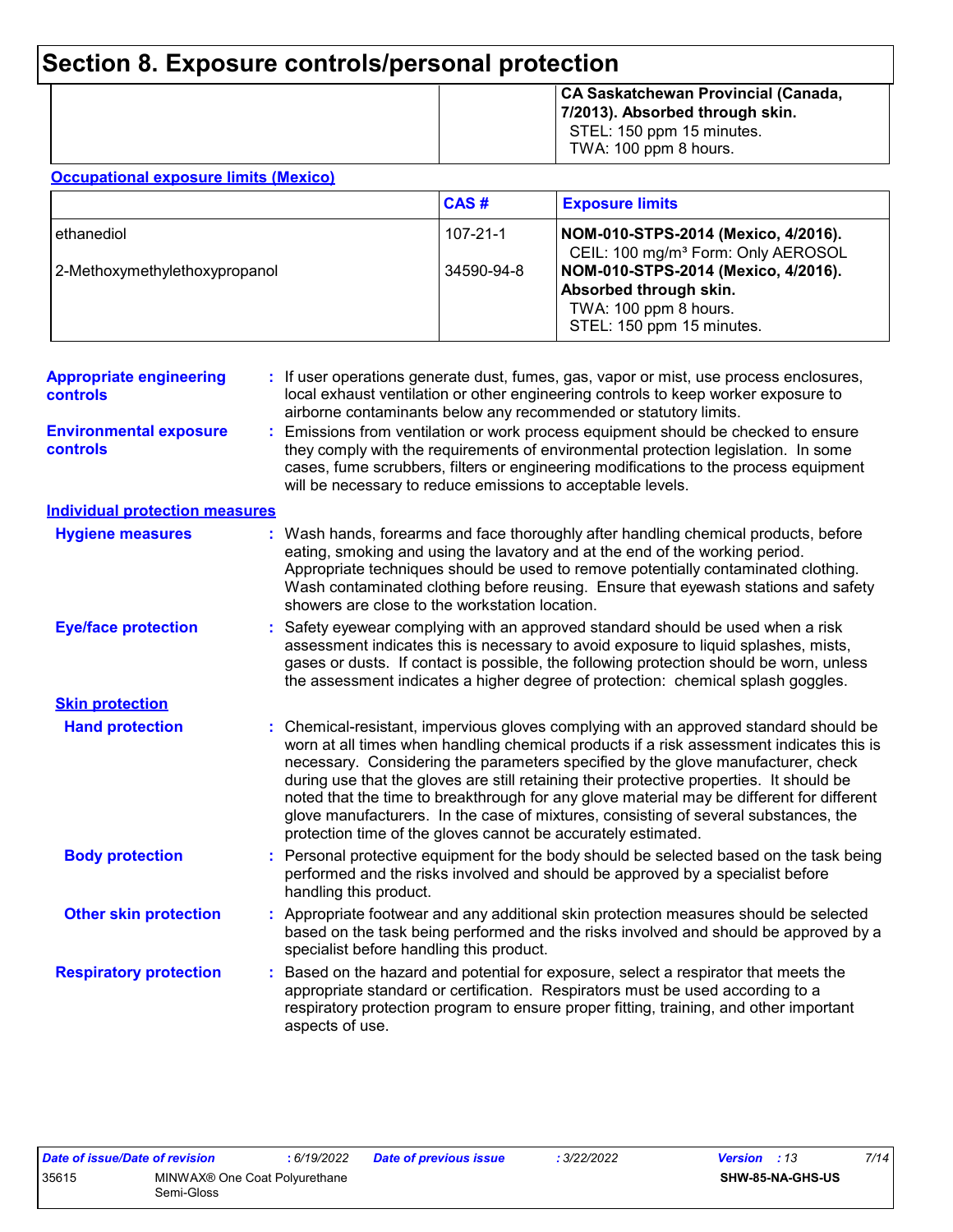# Section 8. Exposure controls/personal protection

| | | |
|---|---|---|
| | | **CA Saskatchewan Provincial (Canada, 7/2013). Absorbed through skin.** STEL: 150 ppm 15 minutes. TWA: 100 ppm 8 hours. |

**Occupational exposure limits (Mexico)**

| | CAS # | Exposure limits |
|---|---|---|
| ethanediol | 107-21-1 | **NOM-010-STPS-2014 (Mexico, 4/2016).** CEIL: 100 mg/m³ Form: Only AEROSOL |
| 2-Methoxymethylethoxypropanol | 34590-94-8 | **NOM-010-STPS-2014 (Mexico, 4/2016). Absorbed through skin.** TWA: 100 ppm 8 hours. STEL: 150 ppm 15 minutes. |

**Appropriate engineering controls** : If user operations generate dust, fumes, gas, vapor or mist, use process enclosures, local exhaust ventilation or other engineering controls to keep worker exposure to airborne contaminants below any recommended or statutory limits.

**Environmental exposure controls** : Emissions from ventilation or work process equipment should be checked to ensure they comply with the requirements of environmental protection legislation. In some cases, fume scrubbers, filters or engineering modifications to the process equipment will be necessary to reduce emissions to acceptable levels.

**Individual protection measures**

**Hygiene measures** : Wash hands, forearms and face thoroughly after handling chemical products, before eating, smoking and using the lavatory and at the end of the working period. Appropriate techniques should be used to remove potentially contaminated clothing. Wash contaminated clothing before reusing. Ensure that eyewash stations and safety showers are close to the workstation location.

**Eye/face protection** : Safety eyewear complying with an approved standard should be used when a risk assessment indicates this is necessary to avoid exposure to liquid splashes, mists, gases or dusts. If contact is possible, the following protection should be worn, unless the assessment indicates a higher degree of protection: chemical splash goggles.

**Skin protection**

**Hand protection** : Chemical-resistant, impervious gloves complying with an approved standard should be worn at all times when handling chemical products if a risk assessment indicates this is necessary. Considering the parameters specified by the glove manufacturer, check during use that the gloves are still retaining their protective properties. It should be noted that the time to breakthrough for any glove material may be different for different glove manufacturers. In the case of mixtures, consisting of several substances, the protection time of the gloves cannot be accurately estimated.

**Body protection** : Personal protective equipment for the body should be selected based on the task being performed and the risks involved and should be approved by a specialist before handling this product.

**Other skin protection** : Appropriate footwear and any additional skin protection measures should be selected based on the task being performed and the risks involved and should be approved by a specialist before handling this product.

**Respiratory protection** : Based on the hazard and potential for exposure, select a respirator that meets the appropriate standard or certification. Respirators must be used according to a respiratory protection program to ensure proper fitting, training, and other important aspects of use.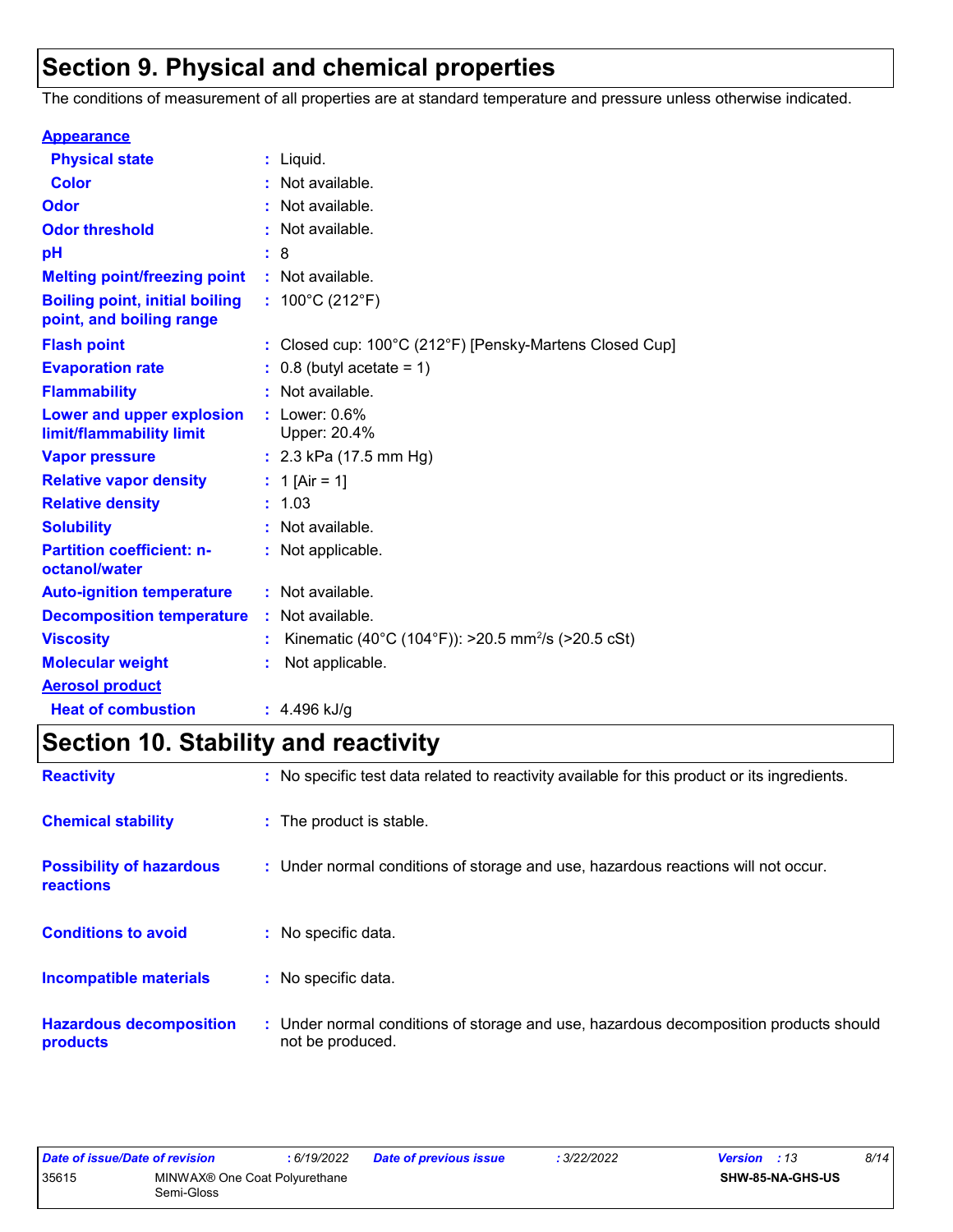# Section 9. Physical and chemical properties

The conditions of measurement of all properties are at standard temperature and pressure unless otherwise indicated.

**Appearance**

| | | |
|---|---|---|
| **Physical state** | : | Liquid. |
| **Color** | : | Not available. |
| **Odor** | : | Not available. |
| **Odor threshold** | : | Not available. |
| **pH** | : | 8 |
| **Melting point/freezing point** | : | Not available. |
| **Boiling point, initial boiling point, and boiling range** | : | 100°C (212°F) |
| **Flash point** | : | Closed cup: 100°C (212°F) [Pensky-Martens Closed Cup] |
| **Evaporation rate** | : | 0.8 (butyl acetate = 1) |
| **Flammability** | : | Not available. |
| **Lower and upper explosion limit/flammability limit** | : | Lower: 0.6%<br>Upper: 20.4% |
| **Vapor pressure** | : | 2.3 kPa (17.5 mm Hg) |
| **Relative vapor density** | : | 1 [Air = 1] |
| **Relative density** | : | 1.03 |
| **Solubility** | : | Not available. |
| **Partition coefficient: n-octanol/water** | : | Not applicable. |
| **Auto-ignition temperature** | : | Not available. |
| **Decomposition temperature** | : | Not available. |
| **Viscosity** | : | Kinematic (40°C (104°F)): >20.5 $mm^2/s$ (>20.5 cSt) |
| **Molecular weight** | : | Not applicable. |

**Aerosol product**

| | | |
|---|---|---|
| **Heat of combustion** | : | 4.496 kJ/g |

# Section 10. Stability and reactivity

| | | |
|---|---|---|
| **Reactivity** | : | No specific test data related to reactivity available for this product or its ingredients. |
| **Chemical stability** | : | The product is stable. |
| **Possibility of hazardous reactions** | : | Under normal conditions of storage and use, hazardous reactions will not occur. |
| **Conditions to avoid** | : | No specific data. |
| **Incompatible materials** | : | No specific data. |
| **Hazardous decomposition products** | : | Under normal conditions of storage and use, hazardous decomposition products should not be produced. |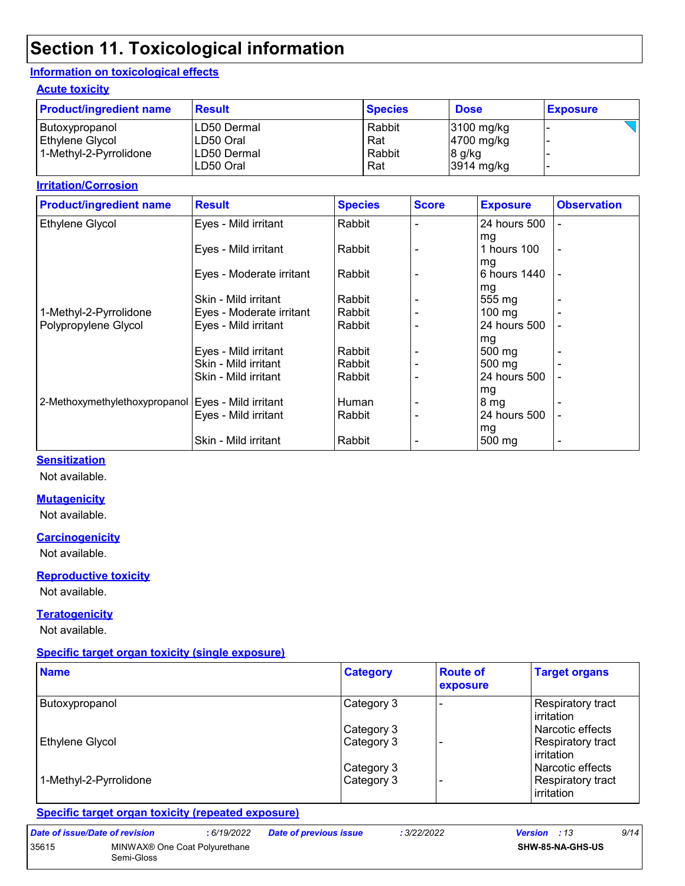# Section 11. Toxicological information

## Information on toxicological effects

### Acute toxicity

| Product/ingredient name | Result | Species | Dose | Exposure |
|---|---|---|---|---|
| Butoxypropanol | LD50 Dermal | Rabbit | 3100 mg/kg | - |
| Ethylene Glycol | LD50 Oral | Rat | 4700 mg/kg | - |
| 1-Methyl-2-Pyrrolidone | LD50 Dermal | Rabbit | 8 g/kg | - |
| | LD50 Oral | Rat | 3914 mg/kg | - |

### Irritation/Corrosion

| Product/ingredient name | Result | Species | Score | Exposure | Observation |
|---|---|---|---|---|---|
| Ethylene Glycol | Eyes - Mild irritant | Rabbit | - | 24 hours 500 mg | - |
| | Eyes - Mild irritant | Rabbit | - | 1 hours 100 mg | - |
| | Eyes - Moderate irritant | Rabbit | - | 6 hours 1440 mg | - |
| | Skin - Mild irritant | Rabbit | - | 555 mg | - |
| 1-Methyl-2-Pyrrolidone | Eyes - Moderate irritant | Rabbit | - | 100 mg | - |
| Polypropylene Glycol | Eyes - Mild irritant | Rabbit | - | 24 hours 500 mg | - |
| | Eyes - Mild irritant | Rabbit | - | 500 mg | - |
| | Skin - Mild irritant | Rabbit | - | 500 mg | - |
| | Skin - Mild irritant | Rabbit | - | 24 hours 500 mg | - |
| 2-Methoxymethylethoxypropanol | Eyes - Mild irritant | Human | - | 8 mg | - |
| | Eyes - Mild irritant | Rabbit | - | 24 hours 500 mg | - |
| | Skin - Mild irritant | Rabbit | - | 500 mg | - |

### Sensitization

Not available.

### Mutagenicity

Not available.

### Carcinogenicity

Not available.

### Reproductive toxicity

Not available.

### Teratogenicity

Not available.

### Specific target organ toxicity (single exposure)

| Name | Category | Route of exposure | Target organs |
|---|---|---|---|
| Butoxypropanol | Category 3 | - | Respiratory tract irritation |
| | Category 3 | | Narcotic effects |
| Ethylene Glycol | Category 3 | - | Respiratory tract irritation |
| | Category 3 | | Narcotic effects |
| 1-Methyl-2-Pyrrolidone | Category 3 | - | Respiratory tract irritation |

### Specific target organ toxicity (repeated exposure)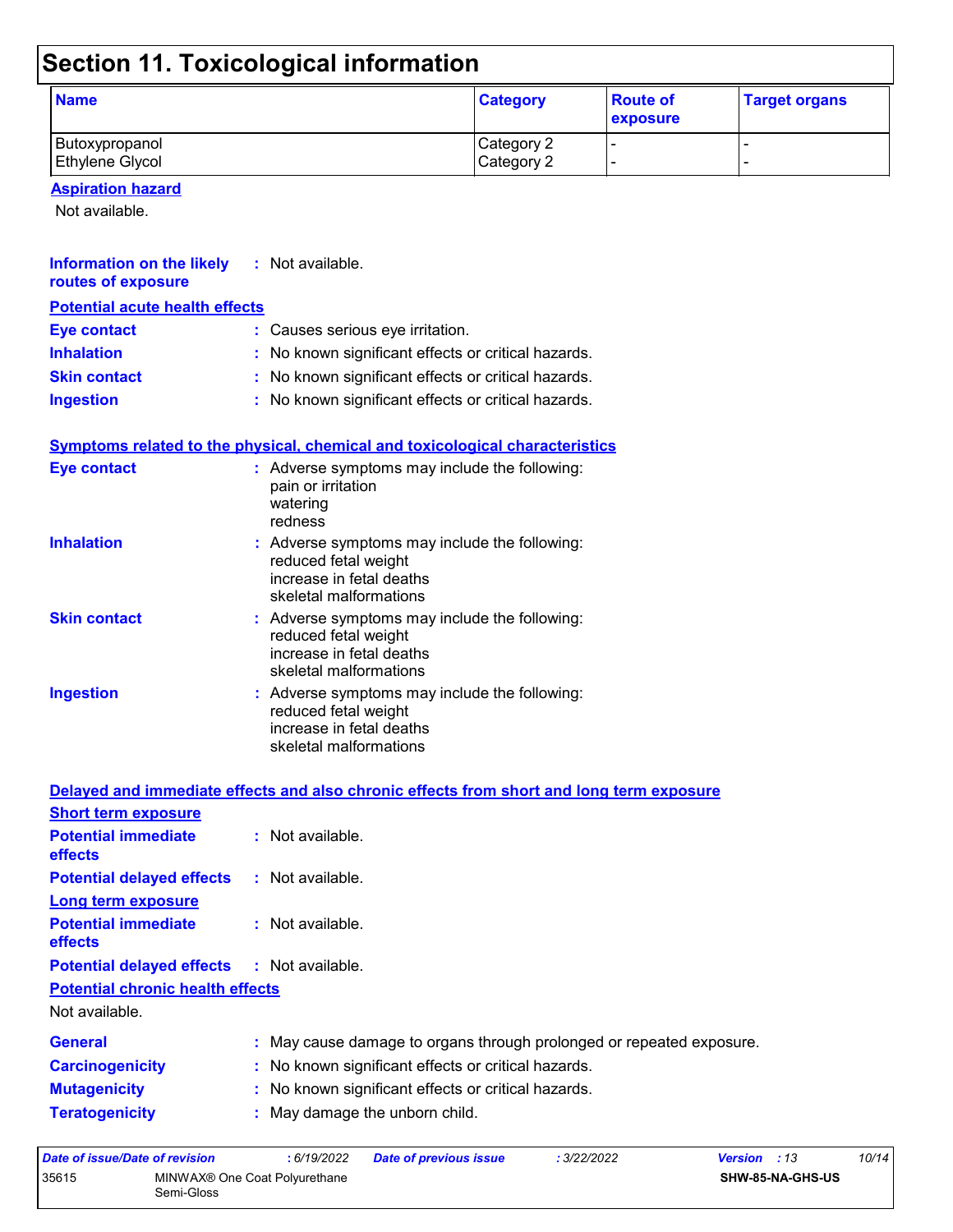# Section 11. Toxicological information

| Name | Category | Route of exposure | Target organs |
| --- | --- | --- | --- |
| Butoxypropanol | Category 2 | - | - |
| Ethylene Glycol | Category 2 | - | - |

**Aspiration hazard**

Not available.

**Information on the likely routes of exposure** : Not available.

**Potential acute health effects**

**Eye contact** : Causes serious eye irritation.

**Inhalation** : No known significant effects or critical hazards.

**Skin contact** : No known significant effects or critical hazards.

**Ingestion** : No known significant effects or critical hazards.

**Symptoms related to the physical, chemical and toxicological characteristics**

**Eye contact** : Adverse symptoms may include the following:
pain or irritation
watering
redness

**Inhalation** : Adverse symptoms may include the following:
reduced fetal weight
increase in fetal deaths
skeletal malformations

**Skin contact** : Adverse symptoms may include the following:
reduced fetal weight
increase in fetal deaths
skeletal malformations

**Ingestion** : Adverse symptoms may include the following:
reduced fetal weight
increase in fetal deaths
skeletal malformations

**Delayed and immediate effects and also chronic effects from short and long term exposure**

**Short term exposure**

**Potential immediate effects** : Not available.

**Potential delayed effects** : Not available.

**Long term exposure**

**Potential immediate effects** : Not available.

**Potential delayed effects** : Not available.

**Potential chronic health effects**

Not available.

**General** : May cause damage to organs through prolonged or repeated exposure.

**Carcinogenicity** : No known significant effects or critical hazards.

**Mutagenicity** : No known significant effects or critical hazards.

**Teratogenicity** : May damage the unborn child.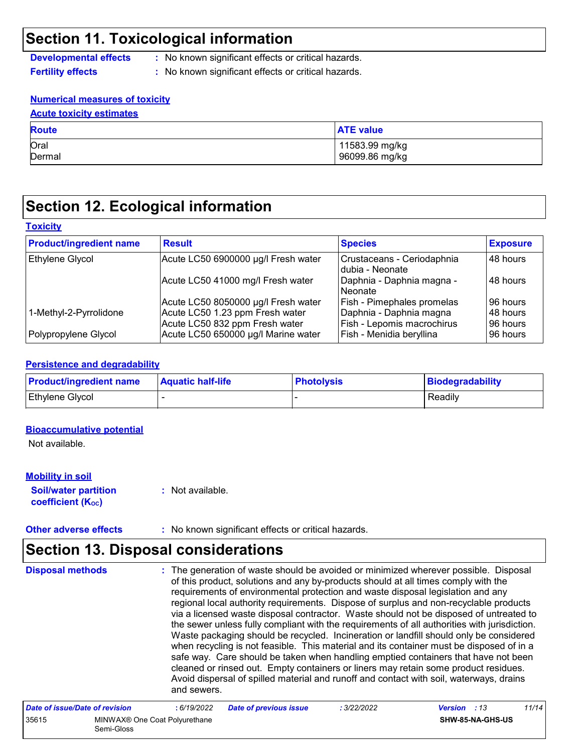## Section 11. Toxicological information

**Developmental effects** : No known significant effects or critical hazards.

**Fertility effects** : No known significant effects or critical hazards.

**Numerical measures of toxicity**

**Acute toxicity estimates**

| Route | ATE value |
|---|---|
| Oral | 11583.99 mg/kg |
| Dermal | 96099.86 mg/kg |

## Section 12. Ecological information

**Toxicity**

| Product/ingredient name | Result | Species | Exposure |
|---|---|---|---|
| Ethylene Glycol | Acute LC50 6900000 µg/l Fresh water | Crustaceans - Ceriodaphnia dubia - Neonate | 48 hours |
| | Acute LC50 41000 mg/l Fresh water | Daphnia - Daphnia magna - Neonate | 48 hours |
| | Acute LC50 8050000 µg/l Fresh water | Fish - Pimephales promelas | 96 hours |
| 1-Methyl-2-Pyrrolidone | Acute LC50 1.23 ppm Fresh water | Daphnia - Daphnia magna | 48 hours |
| | Acute LC50 832 ppm Fresh water | Fish - Lepomis macrochirus | 96 hours |
| Polypropylene Glycol | Acute LC50 650000 µg/l Marine water | Fish - Menidia beryllina | 96 hours |

**Persistence and degradability**

| Product/ingredient name | Aquatic half-life | Photolysis | Biodegradability |
|---|---|---|---|
| Ethylene Glycol | - | - | Readily |

**Bioaccumulative potential**

Not available.

**Mobility in soil**

**Soil/water partition coefficient ($K_{OC}$)** : Not available.

**Other adverse effects** : No known significant effects or critical hazards.

## Section 13. Disposal considerations

**Disposal methods** : The generation of waste should be avoided or minimized wherever possible. Disposal of this product, solutions and any by-products should at all times comply with the requirements of environmental protection and waste disposal legislation and any regional local authority requirements. Dispose of surplus and non-recyclable products via a licensed waste disposal contractor. Waste should not be disposed of untreated to the sewer unless fully compliant with the requirements of all authorities with jurisdiction. Waste packaging should be recycled. Incineration or landfill should only be considered when recycling is not feasible. This material and its container must be disposed of in a safe way. Care should be taken when handling emptied containers that have not been cleaned or rinsed out. Empty containers or liners may retain some product residues. Avoid dispersal of spilled material and runoff and contact with soil, waterways, drains and sewers.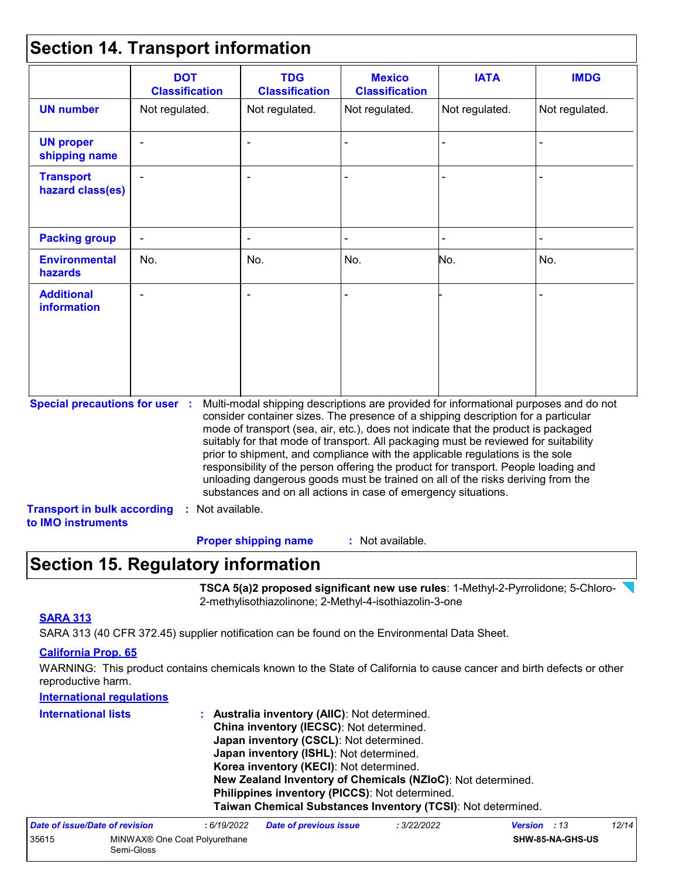## Section 14. Transport information

| | DOT Classification | TDG Classification | Mexico Classification | IATA | IMDG |
|---|---|---|---|---|---|
| **UN number** | Not regulated. | Not regulated. | Not regulated. | Not regulated. | Not regulated. |
| **UN proper shipping name** | - | - | - | - | - |
| **Transport hazard class(es)** | - | - | - | - | - |
| **Packing group** | - | - | - | - | - |
| **Environmental hazards** | No. | No. | No. | No. | No. |
| **Additional information** | - | - | - | - | - |

**Special precautions for user** : Multi-modal shipping descriptions are provided for informational purposes and do not consider container sizes. The presence of a shipping description for a particular mode of transport (sea, air, etc.), does not indicate that the product is packaged suitably for that mode of transport. All packaging must be reviewed for suitability prior to shipment, and compliance with the applicable regulations is the sole responsibility of the person offering the product for transport. People loading and unloading dangerous goods must be trained on all of the risks deriving from the substances and on all actions in case of emergency situations.

**Transport in bulk according to IMO instruments** : Not available.

**Proper shipping name** : Not available.

## Section 15. Regulatory information

**TSCA 5(a)2 proposed significant new use rules**: 1-Methyl-2-Pyrrolidone; 5-Chloro-2-methylisothiazolinone; 2-Methyl-4-isothiazolin-3-one

### SARA 313

SARA 313 (40 CFR 372.45) supplier notification can be found on the Environmental Data Sheet.

### California Prop. 65

WARNING: This product contains chemicals known to the State of California to cause cancer and birth defects or other reproductive harm.

### International regulations

**International lists** :
- **Australia inventory (AIIC)**: Not determined.
- **China inventory (IECSC)**: Not determined.
- **Japan inventory (CSCL)**: Not determined.
- **Japan inventory (ISHL)**: Not determined.
- **Korea inventory (KECI)**: Not determined.
- **New Zealand Inventory of Chemicals (NZIoC)**: Not determined.
- **Philippines inventory (PICCS)**: Not determined.
- **Taiwan Chemical Substances Inventory (TCSI)**: Not determined.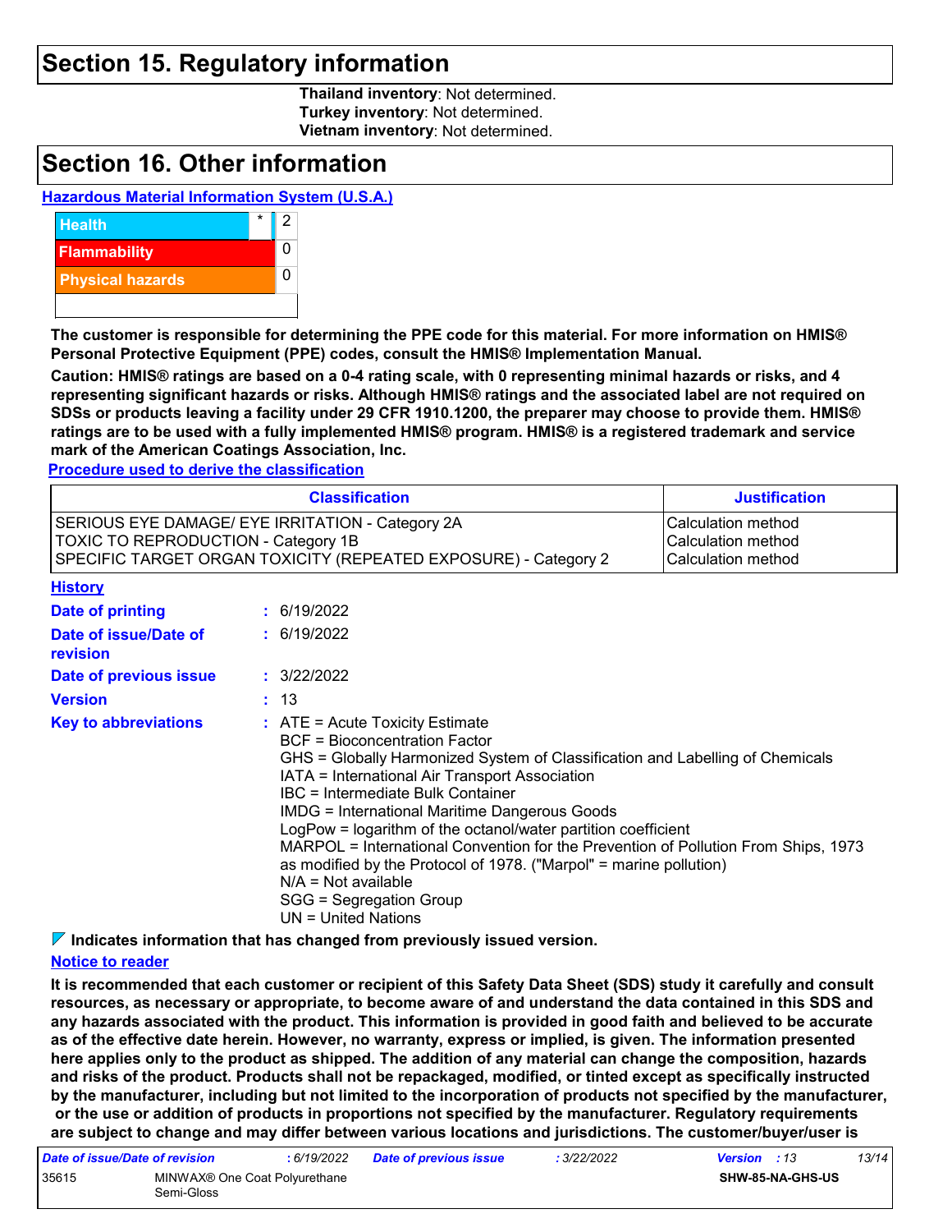## Section 15. Regulatory information

**Thailand inventory**: Not determined.
**Turkey inventory**: Not determined.
**Vietnam inventory**: Not determined.

## Section 16. Other information

**Hazardous Material Information System (U.S.A.)**

| | | |
|---|---|---|
| Health | * | 2 |
| Flammability | | 0 |
| Physical hazards | | 0 |

**The customer is responsible for determining the PPE code for this material. For more information on HMIS® Personal Protective Equipment (PPE) codes, consult the HMIS® Implementation Manual.**

**Caution: HMIS® ratings are based on a 0-4 rating scale, with 0 representing minimal hazards or risks, and 4 representing significant hazards or risks. Although HMIS® ratings and the associated label are not required on SDSs or products leaving a facility under 29 CFR 1910.1200, the preparer may choose to provide them. HMIS® ratings are to be used with a fully implemented HMIS® program. HMIS® is a registered trademark and service mark of the American Coatings Association, Inc.**

**Procedure used to derive the classification**

| Classification | Justification |
|---|---|
| SERIOUS EYE DAMAGE/ EYE IRRITATION - Category 2A | Calculation method |
| TOXIC TO REPRODUCTION - Category 1B | Calculation method |
| SPECIFIC TARGET ORGAN TOXICITY (REPEATED EXPOSURE) - Category 2 | Calculation method |

**History**

**Date of printing** : 6/19/2022

**Date of issue/Date of revision** : 6/19/2022

**Date of previous issue** : 3/22/2022

**Version** : 13

**Key to abbreviations** :
ATE = Acute Toxicity Estimate
BCF = Bioconcentration Factor
GHS = Globally Harmonized System of Classification and Labelling of Chemicals
IATA = International Air Transport Association
IBC = Intermediate Bulk Container
IMDG = International Maritime Dangerous Goods
LogPow = logarithm of the octanol/water partition coefficient
MARPOL = International Convention for the Prevention of Pollution From Ships, 1973 as modified by the Protocol of 1978. ("Marpol" = marine pollution)
N/A = Not available
SGG = Segregation Group
UN = United Nations

**Indicates information that has changed from previously issued version.**

**Notice to reader**

**It is recommended that each customer or recipient of this Safety Data Sheet (SDS) study it carefully and consult resources, as necessary or appropriate, to become aware of and understand the data contained in this SDS and any hazards associated with the product. This information is provided in good faith and believed to be accurate as of the effective date herein. However, no warranty, express or implied, is given. The information presented here applies only to the product as shipped. The addition of any material can change the composition, hazards and risks of the product. Products shall not be repackaged, modified, or tinted except as specifically instructed by the manufacturer, including but not limited to the incorporation of products not specified by the manufacturer, or the use or addition of products in proportions not specified by the manufacturer. Regulatory requirements are subject to change and may differ between various locations and jurisdictions. The customer/buyer/user is**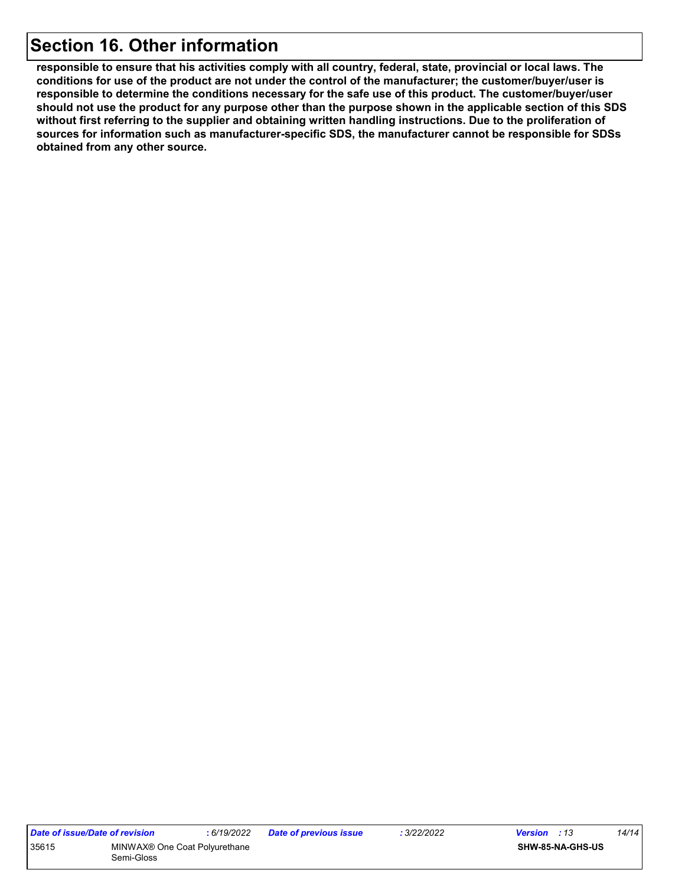# Section 16. Other information

**responsible to ensure that his activities comply with all country, federal, state, provincial or local laws. The conditions for use of the product are not under the control of the manufacturer; the customer/buyer/user is responsible to determine the conditions necessary for the safe use of this product. The customer/buyer/user should not use the product for any purpose other than the purpose shown in the applicable section of this SDS without first referring to the supplier and obtaining written handling instructions. Due to the proliferation of sources for information such as manufacturer-specific SDS, the manufacturer cannot be responsible for SDSs obtained from any other source.**